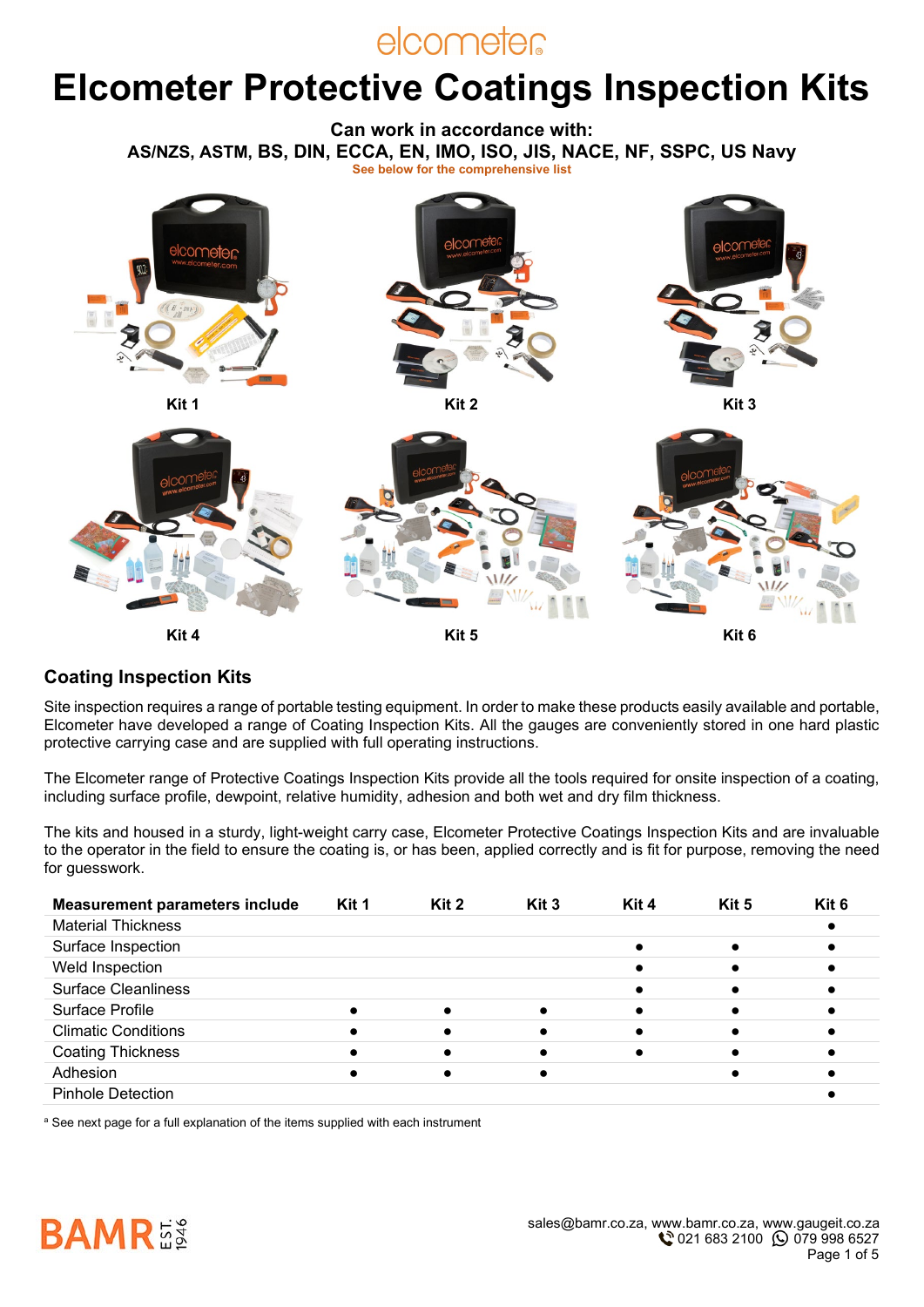elcometer

# Elcometer Protective Coatings Inspection Kits

**Can work in accordance with:**
**AS/NZS, ASTM, BS, DIN, ECCA, EN, IMO, ISO, JIS, NACE, NF, SSPC, US Navy**
See below for the comprehensive list

Kit 1

Kit 2

Kit 3

Kit 4

Kit 5

Kit 6

## Coating Inspection Kits

Site inspection requires a range of portable testing equipment. In order to make these products easily available and portable, Elcometer have developed a range of Coating Inspection Kits. All the gauges are conveniently stored in one hard plastic protective carrying case and are supplied with full operating instructions.

The Elcometer range of Protective Coatings Inspection Kits provide all the tools required for onsite inspection of a coating, including surface profile, dewpoint, relative humidity, adhesion and both wet and dry film thickness.

The kits and housed in a sturdy, light-weight carry case, Elcometer Protective Coatings Inspection Kits and are invaluable to the operator in the field to ensure the coating is, or has been, applied correctly and is fit for purpose, removing the need for guesswork.

| Measurement parameters include | Kit 1 | Kit 2 | Kit 3 | Kit 4 | Kit 5 | Kit 6 |
|---|---|---|---|---|---|---|
| Material Thickness | | | | | | ● |
| Surface Inspection | | | | ● | ● | ● |
| Weld Inspection | | | | ● | ● | ● |
| Surface Cleanliness | | | | ● | ● | ● |
| Surface Profile | ● | ● | ● | ● | ● | ● |
| Climatic Conditions | ● | ● | ● | ● | ● | ● |
| Coating Thickness | ● | ● | ● | ● | ● | ● |
| Adhesion | ● | ● | ● | | ● | ● |
| Pinhole Detection | | | | | | ● |

[a] See next page for a full explanation of the items supplied with each instrument

BAMR EST. 1946

sales@bamr.co.za, www.bamr.co.za, www.gaugeit.co.za
021 683 2100 079 998 6527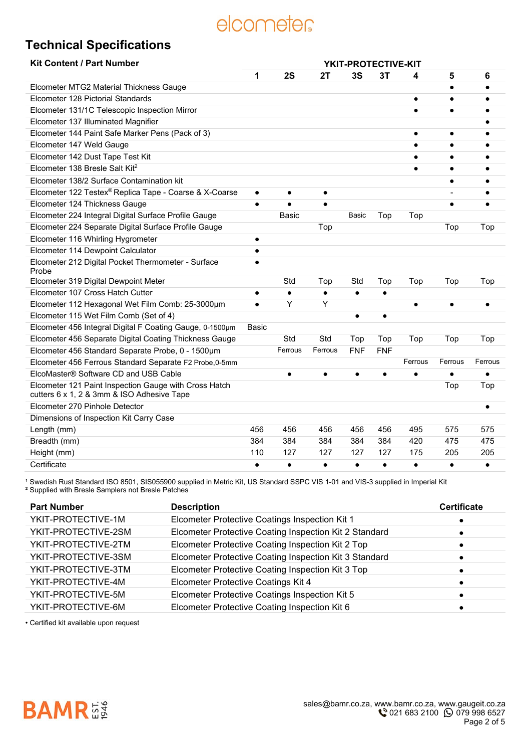## Technical Specifications

| Kit Content / Part Number | YKIT-PROTECTIVE-KIT | | | | | | | |
|---|---|---|---|---|---|---|---|---|
| | 1 | 2S | 2T | 3S | 3T | 4 | 5 | 6 |
| Elcometer MTG2 Material Thickness Gauge | | | | | | | • | • |
| Elcometer 128 Pictorial Standards | | | | | | • | • | • |
| Elcometer 131/1C Telescopic Inspection Mirror | | | | | | • | • | • |
| Elcometer 137 Illuminated Magnifier | | | | | | | | • |
| Elcometer 144 Paint Safe Marker Pens (Pack of 3) | | | | | | • | • | • |
| Elcometer 147 Weld Gauge | | | | | | • | • | • |
| Elcometer 142 Dust Tape Test Kit | | | | | | • | • | • |
| Elcometer 138 Bresle Salt Kit[2] | | | | | | • | • | • |
| Elcometer 138/2 Surface Contamination kit | | | | | | | • | • |
| Elcometer 122 Testex® Replica Tape - Coarse & X-Coarse | • | • | • | | | | - | • |
| Elcometer 124 Thickness Gauge | • | • | • | | | | • | • |
| Elcometer 224 Integral Digital Surface Profile Gauge | | Basic | | Basic | Top | Top | | |
| Elcometer 224 Separate Digital Surface Profile Gauge | | | Top | | | | Top | Top |
| Elcometer 116 Whirling Hygrometer | • | | | | | | | |
| Elcometer 114 Dewpoint Calculator | • | | | | | | | |
| Elcometer 212 Digital Pocket Thermometer - Surface Probe | • | | | | | | | |
| Elcometer 319 Digital Dewpoint Meter | | Std | Top | Std | Top | Top | Top | Top |
| Elcometer 107 Cross Hatch Cutter | • | • | • | • | • | | | |
| Elcometer 112 Hexagonal Wet Film Comb: 25-3000µm | • | Y | Y | | | • | • | • |
| Elcometer 115 Wet Film Comb (Set of 4) | | | | • | • | | | |
| Elcometer 456 Integral Digital F Coating Gauge, 0-1500µm | Basic | | | | | | | |
| Elcometer 456 Separate Digital Coating Thickness Gauge | | Std | Std | Top | Top | Top | Top | Top |
| Elcometer 456 Standard Separate Probe, 0 - 1500µm | | Ferrous | Ferrous | FNF | FNF | | | |
| Elcometer 456 Ferrous Standard Separate F2 Probe,0-5mm | | | | | | Ferrous | Ferrous | Ferrous |
| ElcoMaster® Software CD and USB Cable | | • | • | • | • | • | • | • |
| Elcometer 121 Paint Inspection Gauge with Cross Hatch cutters 6 x 1, 2 & 3mm & ISO Adhesive Tape | | | | | | | Top | Top |
| Elcometer 270 Pinhole Detector | | | | | | | | • |
| Dimensions of Inspection Kit Carry Case | | | | | | | | |
| Length (mm) | 456 | 456 | 456 | 456 | 456 | 495 | 575 | 575 |
| Breadth (mm) | 384 | 384 | 384 | 384 | 384 | 420 | 475 | 475 |
| Height (mm) | 110 | 127 | 127 | 127 | 127 | 175 | 205 | 205 |
| Certificate | • | • | • | • | • | • | • | • |

[1] Swedish Rust Standard ISO 8501, SIS055900 supplied in Metric Kit, US Standard SSPC VIS 1-01 and VIS-3 supplied in Imperial Kit
[2] Supplied with Bresle Samplers not Bresle Patches

| Part Number | Description | Certificate |
|---|---|---|
| YKIT-PROTECTIVE-1M | Elcometer Protective Coatings Inspection Kit 1 | • |
| YKIT-PROTECTIVE-2SM | Elcometer Protective Coating Inspection Kit 2 Standard | • |
| YKIT-PROTECTIVE-2TM | Elcometer Protective Coating Inspection Kit 2 Top | • |
| YKIT-PROTECTIVE-3SM | Elcometer Protective Coating Inspection Kit 3 Standard | • |
| YKIT-PROTECTIVE-3TM | Elcometer Protective Coating Inspection Kit 3 Top | • |
| YKIT-PROTECTIVE-4M | Elcometer Protective Coatings Kit 4 | • |
| YKIT-PROTECTIVE-5M | Elcometer Protective Coatings Inspection Kit 5 | • |
| YKIT-PROTECTIVE-6M | Elcometer Protective Coating Inspection Kit 6 | • |

• Certified kit available upon request

sales@bamr.co.za, www.bamr.co.za, www.gaugeit.co.za
021 683 2100 079 998 6527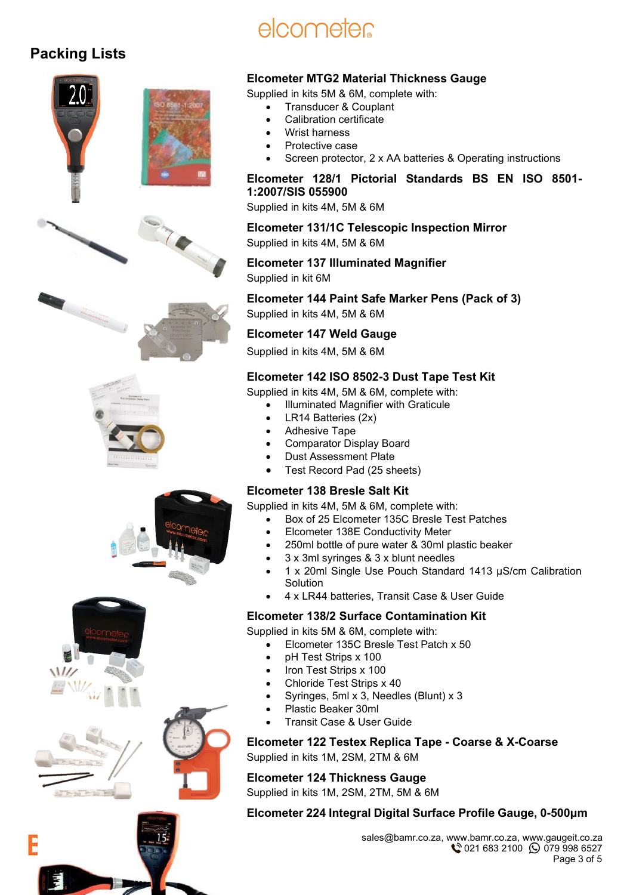## Packing Lists

### Elcometer MTG2 Material Thickness Gauge

Supplied in kits 5M & 6M, complete with:

- Transducer & Couplant
- Calibration certificate
- Wrist harness
- Protective case
- Screen protector, 2 x AA batteries & Operating instructions

### Elcometer 128/1 Pictorial Standards BS EN ISO 8501-1:2007/SIS 055900

Supplied in kits 4M, 5M & 6M

### Elcometer 131/1C Telescopic Inspection Mirror

Supplied in kits 4M, 5M & 6M

### Elcometer 137 Illuminated Magnifier

Supplied in kit 6M

### Elcometer 144 Paint Safe Marker Pens (Pack of 3)

Supplied in kits 4M, 5M & 6M

### Elcometer 147 Weld Gauge

Supplied in kits 4M, 5M & 6M

### Elcometer 142 ISO 8502-3 Dust Tape Test Kit

Supplied in kits 4M, 5M & 6M, complete with:

- Illuminated Magnifier with Graticule
- LR14 Batteries (2x)
- Adhesive Tape
- Comparator Display Board
- Dust Assessment Plate
- Test Record Pad (25 sheets)

### Elcometer 138 Bresle Salt Kit

Supplied in kits 4M, 5M & 6M, complete with:

- Box of 25 Elcometer 135C Bresle Test Patches
- Elcometer 138E Conductivity Meter
- 250ml bottle of pure water & 30ml plastic beaker
- 3 x 3ml syringes & 3 x blunt needles
- 1 x 20ml Single Use Pouch Standard 1413 µS/cm Calibration Solution
- 4 x LR44 batteries, Transit Case & User Guide

### Elcometer 138/2 Surface Contamination Kit

Supplied in kits 5M & 6M, complete with:

- Elcometer 135C Bresle Test Patch x 50
- pH Test Strips x 100
- Iron Test Strips x 100
- Chloride Test Strips x 40
- Syringes, 5ml x 3, Needles (Blunt) x 3
- Plastic Beaker 30ml
- Transit Case & User Guide

### Elcometer 122 Testex Replica Tape - Coarse & X-Coarse

Supplied in kits 1M, 2SM, 2TM & 6M

### Elcometer 124 Thickness Gauge

Supplied in kits 1M, 2SM, 2TM, 5M & 6M

### Elcometer 224 Integral Digital Surface Profile Gauge, 0-500µm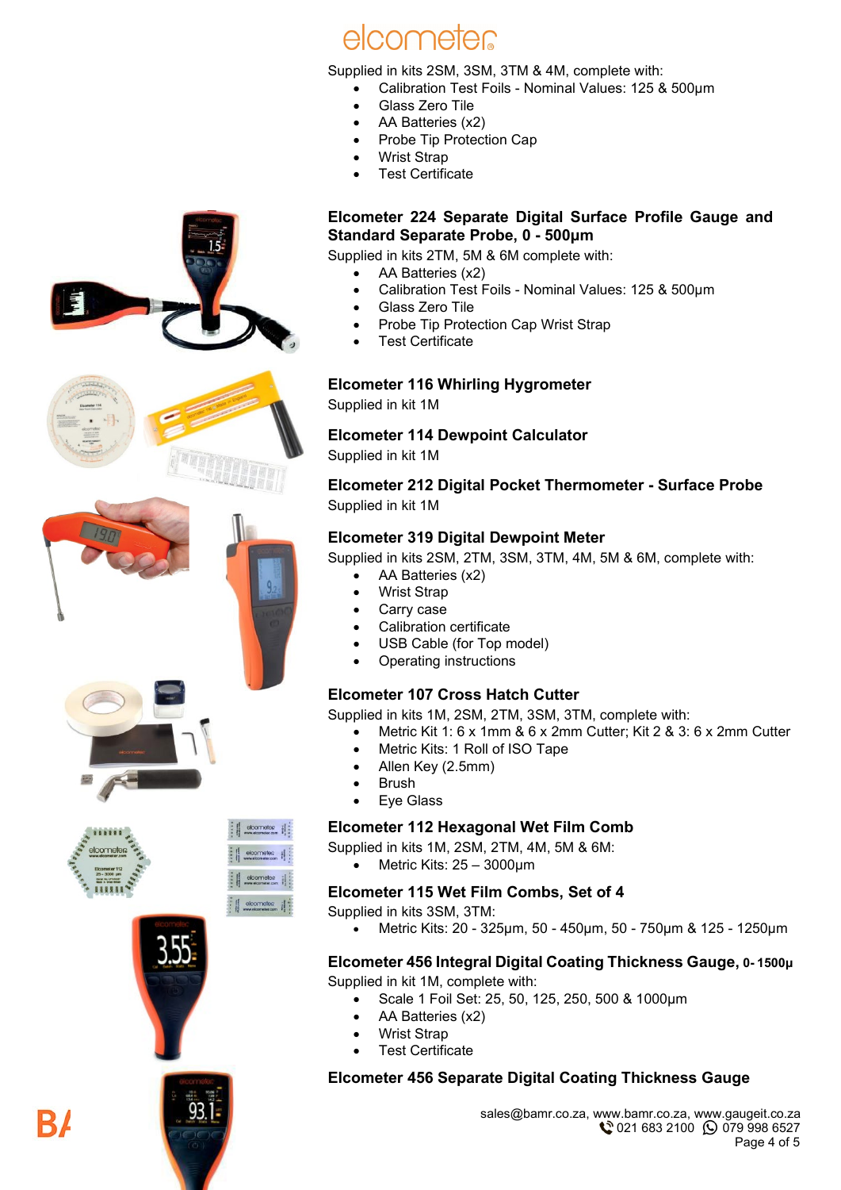Supplied in kits 2SM, 3SM, 3TM & 4M, complete with:

- Calibration Test Foils - Nominal Values: 125 & 500µm
- Glass Zero Tile
- AA Batteries (x2)
- Probe Tip Protection Cap
- Wrist Strap
- Test Certificate

### Elcometer 224 Separate Digital Surface Profile Gauge and Standard Separate Probe, 0 - 500µm

Supplied in kits 2TM, 5M & 6M complete with:

- AA Batteries (x2)
- Calibration Test Foils - Nominal Values: 125 & 500µm
- Glass Zero Tile
- Probe Tip Protection Cap Wrist Strap
- Test Certificate

### Elcometer 116 Whirling Hygrometer

Supplied in kit 1M

### Elcometer 114 Dewpoint Calculator

Supplied in kit 1M

### Elcometer 212 Digital Pocket Thermometer - Surface Probe

Supplied in kit 1M

### Elcometer 319 Digital Dewpoint Meter

Supplied in kits 2SM, 2TM, 3SM, 3TM, 4M, 5M & 6M, complete with:

- AA Batteries (x2)
- Wrist Strap
- Carry case
- Calibration certificate
- USB Cable (for Top model)
- Operating instructions

### Elcometer 107 Cross Hatch Cutter

Supplied in kits 1M, 2SM, 2TM, 3SM, 3TM, complete with:

- Metric Kit 1: 6 x 1mm & 6 x 2mm Cutter; Kit 2 & 3: 6 x 2mm Cutter
- Metric Kits: 1 Roll of ISO Tape
- Allen Key (2.5mm)
- Brush
- Eye Glass

### Elcometer 112 Hexagonal Wet Film Comb

Supplied in kits 1M, 2SM, 2TM, 4M, 5M & 6M:

- Metric Kits: 25 – 3000µm

### Elcometer 115 Wet Film Combs, Set of 4

Supplied in kits 3SM, 3TM:

- Metric Kits: 20 - 325µm, 50 - 450µm, 50 - 750µm & 125 - 1250µm

### Elcometer 456 Integral Digital Coating Thickness Gauge, 0- 1500µ

Supplied in kit 1M, complete with:

- Scale 1 Foil Set: 25, 50, 125, 250, 500 & 1000µm
- AA Batteries (x2)
- Wrist Strap
- Test Certificate

### Elcometer 456 Separate Digital Coating Thickness Gauge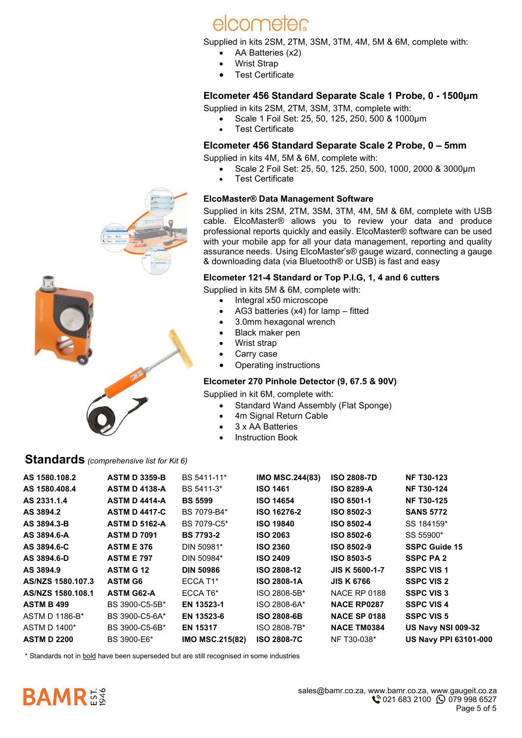Supplied in kits 2SM, 2TM, 3SM, 3TM, 4M, 5M & 6M, complete with:

- AA Batteries (x2)
- Wrist Strap
- Test Certificate

### Elcometer 456 Standard Separate Scale 1 Probe, 0 - 1500µm

Supplied in kits 2SM, 2TM, 3SM, 3TM, complete with:

- Scale 1 Foil Set: 25, 50, 125, 250, 500 & 1000µm
- Test Certificate

### Elcometer 456 Standard Separate Scale 2 Probe, 0 – 5mm

Supplied in kits 4M, 5M & 6M, complete with:

- Scale 2 Foil Set: 25, 50, 125, 250, 500, 1000, 2000 & 3000µm
- Test Certificate

### ElcoMaster® Data Management Software

Supplied in kits 2SM, 2TM, 3SM, 3TM, 4M, 5M & 6M, complete with USB cable. ElcoMaster® allows you to review your data and produce professional reports quickly and easily. ElcoMaster® software can be used with your mobile app for all your data management, reporting and quality assurance needs. Using ElcoMaster's® gauge wizard, connecting a gauge & downloading data (via Bluetooth® or USB) is fast and easy

### Elcometer 121-4 Standard or Top P.I.G, 1, 4 and 6 cutters

Supplied in kits 5M & 6M, complete with:

- Integral x50 microscope
- AG3 batteries (x4) for lamp – fitted
- 3.0mm hexagonal wrench
- Black maker pen
- Wrist strap
- Carry case
- Operating instructions

### Elcometer 270 Pinhole Detector (9, 67.5 & 90V)

Supplied in kit 6M, complete with:

- Standard Wand Assembly (Flat Sponge)
- 4m Signal Return Cable
- 3 x AA Batteries
- Instruction Book

## Standards *(comprehensive list for Kit 6)*

| | | | | | |
|---|---|---|---|---|---|
| **AS 1580.108.2** | **ASTM D 3359-B** | BS 5411-11* | **IMO MSC.244(83)** | **ISO 2808-7D** | **NF T30-123** |
| **AS 1580.408.4** | **ASTM D 4138-A** | BS 5411-3* | **ISO 1461** | **ISO 8289-A** | **NF T30-124** |
| **AS 2331.1.4** | **ASTM D 4414-A** | **BS 5599** | **ISO 14654** | **ISO 8501-1** | **NF T30-125** |
| **AS 3894.2** | **ASTM D 4417-C** | BS 7079-B4* | **ISO 16276-2** | **ISO 8502-3** | **SANS 5772** |
| **AS 3894.3-B** | **ASTM D 5162-A** | BS 7079-C5* | **ISO 19840** | **ISO 8502-4** | SS 184159* |
| **AS 3894.6-A** | **ASTM D 7091** | **BS 7793-2** | **ISO 2063** | **ISO 8502-6** | SS 55900* |
| **AS 3894.6-C** | **ASTM E 376** | DIN 50981* | **ISO 2360** | **ISO 8502-9** | **SSPC Guide 15** |
| **AS 3894.6-D** | **ASTM E 797** | DIN 50984* | **ISO 2409** | **ISO 8503-5** | **SSPC PA 2** |
| **AS 3894.9** | **ASTM G 12** | **DIN 50986** | **ISO 2808-12** | **JIS K 5600-1-7** | **SSPC VIS 1** |
| **AS/NZS 1580.107.3** | **ASTM G6** | ECCA T1* | **ISO 2808-1A** | **JIS K 6766** | **SSPC VIS 2** |
| **AS/NZS 1580.108.1** | **ASTM G62-A** | ECCA T6* | ISO 2808-5B* | NACE RP 0188 | **SSPC VIS 3** |
| **ASTM B 499** | BS 3900-C5-5B* | **EN 13523-1** | ISO 2808-6A* | **NACE RP0287** | **SSPC VIS 4** |
| ASTM D 1186-B* | BS 3900-C5-6A* | **EN 13523-6** | **ISO 2808-6B** | **NACE SP 0188** | **SSPC VIS 5** |
| ASTM D 1400* | BS 3900-C5-6B* | **EN 15317** | ISO 2808-7B* | **NACE TM0384** | **US Navy NSI 009-32** |
| **ASTM D 2200** | BS 3900-E6* | **IMO MSC.215(82)** | **ISO 2808-7C** | NF T30-038* | **US Navy PPI 63101-000** |

\* Standards not in bold have been superseded but are still recognised in some industries

sales@bamr.co.za, www.bamr.co.za, www.gaugeit.co.za
021 683 2100 079 998 6527